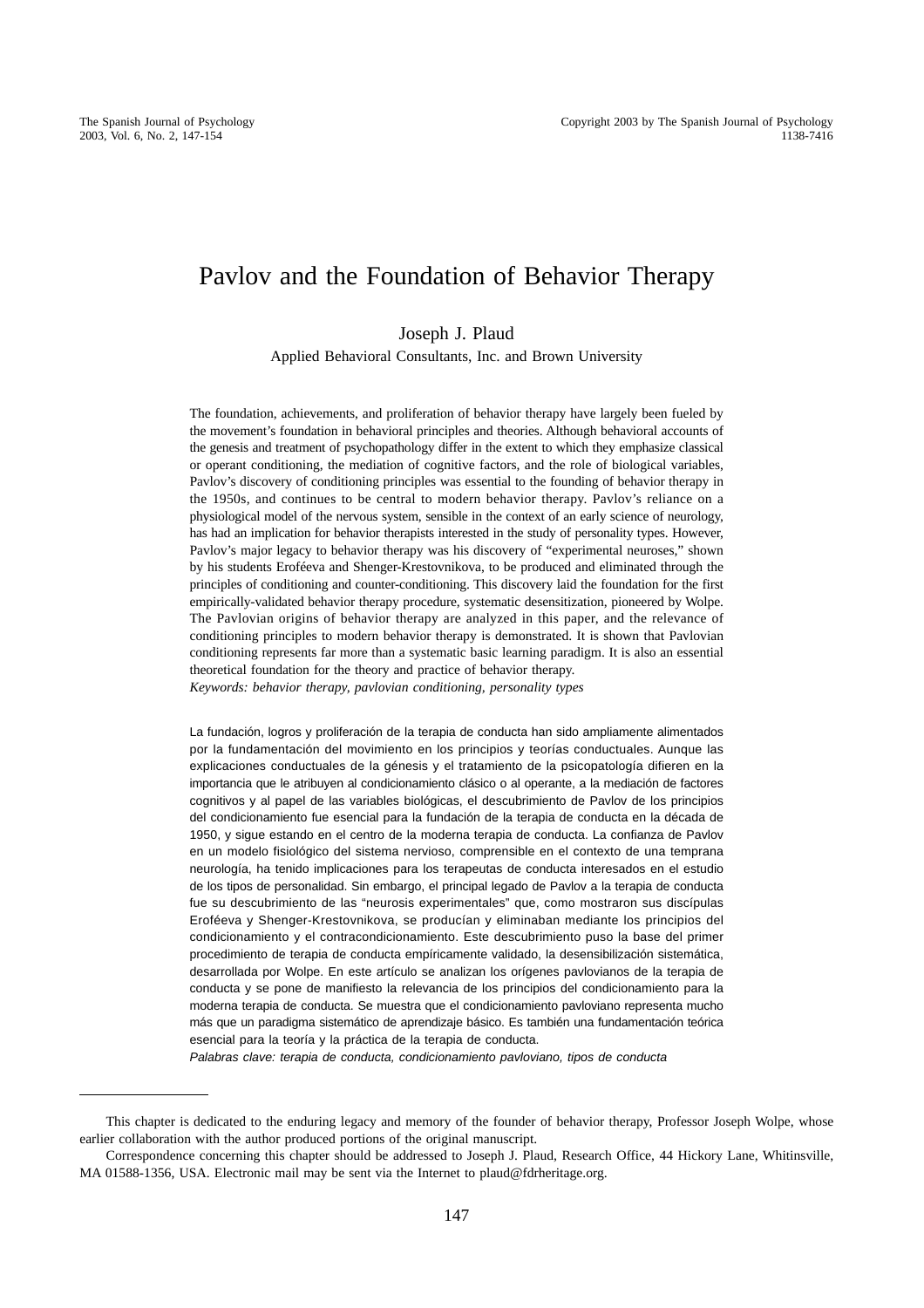# Pavlov and the Foundation of Behavior Therapy

Joseph J. Plaud

Applied Behavioral Consultants, Inc. and Brown University

The foundation, achievements, and proliferation of behavior therapy have largely been fueled by the movement's foundation in behavioral principles and theories. Although behavioral accounts of the genesis and treatment of psychopathology differ in the extent to which they emphasize classical or operant conditioning, the mediation of cognitive factors, and the role of biological variables, Pavlov's discovery of conditioning principles was essential to the founding of behavior therapy in the 1950s, and continues to be central to modern behavior therapy. Pavlov's reliance on a physiological model of the nervous system, sensible in the context of an early science of neurology, has had an implication for behavior therapists interested in the study of personality types. However, Pavlov's major legacy to behavior therapy was his discovery of "experimental neuroses," shown by his students Eroféeva and Shenger-Krestovnikova, to be produced and eliminated through the principles of conditioning and counter-conditioning. This discovery laid the foundation for the first empirically-validated behavior therapy procedure, systematic desensitization, pioneered by Wolpe. The Pavlovian origins of behavior therapy are analyzed in this paper, and the relevance of conditioning principles to modern behavior therapy is demonstrated. It is shown that Pavlovian conditioning represents far more than a systematic basic learning paradigm. It is also an essential theoretical foundation for the theory and practice of behavior therapy.

*Keywords: behavior therapy, pavlovian conditioning, personality types*

La fundación, logros y proliferación de la terapia de conducta han sido ampliamente alimentados por la fundamentación del movimiento en los principios y teorías conductuales. Aunque las explicaciones conductuales de la génesis y el tratamiento de la psicopatología difieren en la importancia que le atribuyen al condicionamiento clásico o al operante, a la mediación de factores cognitivos y al papel de las variables biológicas, el descubrimiento de Pavlov de los principios del condicionamiento fue esencial para la fundación de la terapia de conducta en la década de 1950, y sigue estando en el centro de la moderna terapia de conducta. La confianza de Pavlov en un modelo fisiológico del sistema nervioso, comprensible en el contexto de una temprana neurología, ha tenido implicaciones para los terapeutas de conducta interesados en el estudio de los tipos de personalidad. Sin embargo, el principal legado de Pavlov a la terapia de conducta fue su descubrimiento de las "neurosis experimentales" que, como mostraron sus discípulas Eroféeva y Shenger-Krestovnikova, se producían y eliminaban mediante los principios del condicionamiento y el contracondicionamiento. Este descubrimiento puso la base del primer procedimiento de terapia de conducta empíricamente validado, la desensibilización sistemática, desarrollada por Wolpe. En este artículo se analizan los orígenes pavlovianos de la terapia de conducta y se pone de manifiesto la relevancia de los principios del condicionamiento para la moderna terapia de conducta. Se muestra que el condicionamiento pavloviano representa mucho más que un paradigma sistemático de aprendizaje básico. Es también una fundamentación teórica esencial para la teoría y la práctica de la terapia de conducta.

*Palabras clave: terapia de conducta, condicionamiento pavloviano, tipos de conducta*

---

This chapter is dedicated to the enduring legacy and memory of the founder of behavior therapy, Professor Joseph Wolpe, whose earlier collaboration with the author produced portions of the original manuscript.

Correspondence concerning this chapter should be addressed to Joseph J. Plaud, Research Office, 44 Hickory Lane, Whitinsville, MA 01588-1356, USA. Electronic mail may be sent via the Internet to plaud@fdrheritage.org.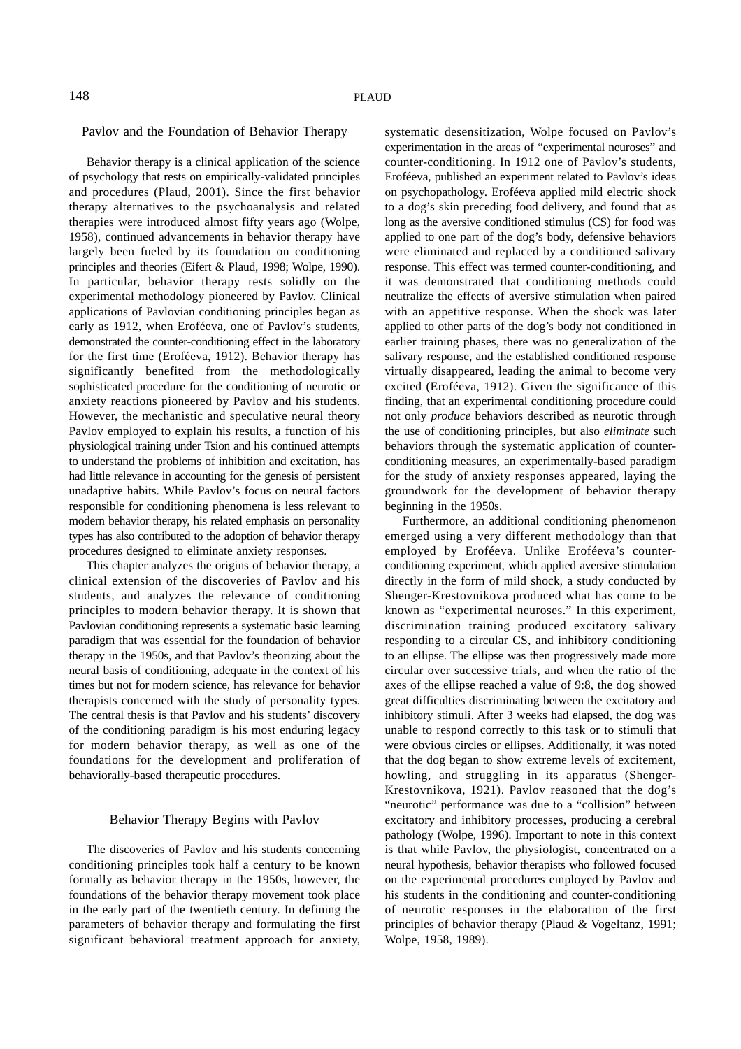## Pavlov and the Foundation of Behavior Therapy

Behavior therapy is a clinical application of the science of psychology that rests on empirically-validated principles and procedures (Plaud, 2001). Since the first behavior therapy alternatives to the psychoanalysis and related therapies were introduced almost fifty years ago (Wolpe, 1958), continued advancements in behavior therapy have largely been fueled by its foundation on conditioning principles and theories (Eifert & Plaud, 1998; Wolpe, 1990). In particular, behavior therapy rests solidly on the experimental methodology pioneered by Pavlov. Clinical applications of Pavlovian conditioning principles began as early as 1912, when Eroféeva, one of Pavlov's students, demonstrated the counter-conditioning effect in the laboratory for the first time (Eroféeva, 1912). Behavior therapy has significantly benefited from the methodologically sophisticated procedure for the conditioning of neurotic or anxiety reactions pioneered by Pavlov and his students. However, the mechanistic and speculative neural theory Pavlov employed to explain his results, a function of his physiological training under Tsion and his continued attempts to understand the problems of inhibition and excitation, has had little relevance in accounting for the genesis of persistent unadaptive habits. While Pavlov's focus on neural factors responsible for conditioning phenomena is less relevant to modern behavior therapy, his related emphasis on personality types has also contributed to the adoption of behavior therapy procedures designed to eliminate anxiety responses.

This chapter analyzes the origins of behavior therapy, a clinical extension of the discoveries of Pavlov and his students, and analyzes the relevance of conditioning principles to modern behavior therapy. It is shown that Pavlovian conditioning represents a systematic basic learning paradigm that was essential for the foundation of behavior therapy in the 1950s, and that Pavlov's theorizing about the neural basis of conditioning, adequate in the context of his times but not for modern science, has relevance for behavior therapists concerned with the study of personality types. The central thesis is that Pavlov and his students' discovery of the conditioning paradigm is his most enduring legacy for modern behavior therapy, as well as one of the foundations for the development and proliferation of behaviorally-based therapeutic procedures.

## Behavior Therapy Begins with Pavlov

The discoveries of Pavlov and his students concerning conditioning principles took half a century to be known formally as behavior therapy in the 1950s, however, the foundations of the behavior therapy movement took place in the early part of the twentieth century. In defining the parameters of behavior therapy and formulating the first significant behavioral treatment approach for anxiety, systematic desensitization, Wolpe focused on Pavlov's experimentation in the areas of "experimental neuroses" and counter-conditioning. In 1912 one of Pavlov's students, Eroféeva, published an experiment related to Pavlov's ideas on psychopathology. Eroféeva applied mild electric shock to a dog's skin preceding food delivery, and found that as long as the aversive conditioned stimulus (CS) for food was applied to one part of the dog's body, defensive behaviors were eliminated and replaced by a conditioned salivary response. This effect was termed counter-conditioning, and it was demonstrated that conditioning methods could neutralize the effects of aversive stimulation when paired with an appetitive response. When the shock was later applied to other parts of the dog's body not conditioned in earlier training phases, there was no generalization of the salivary response, and the established conditioned response virtually disappeared, leading the animal to become very excited (Eroféeva, 1912). Given the significance of this finding, that an experimental conditioning procedure could not only *produce* behaviors described as neurotic through the use of conditioning principles, but also *eliminate* such behaviors through the systematic application of counter-conditioning measures, an experimentally-based paradigm for the study of anxiety responses appeared, laying the groundwork for the development of behavior therapy beginning in the 1950s.

Furthermore, an additional conditioning phenomenon emerged using a very different methodology than that employed by Eroféeva. Unlike Eroféeva's counter-conditioning experiment, which applied aversive stimulation directly in the form of mild shock, a study conducted by Shenger-Krestovnikova produced what has come to be known as "experimental neuroses." In this experiment, discrimination training produced excitatory salivary responding to a circular CS, and inhibitory conditioning to an ellipse. The ellipse was then progressively made more circular over successive trials, and when the ratio of the axes of the ellipse reached a value of 9:8, the dog showed great difficulties discriminating between the excitatory and inhibitory stimuli. After 3 weeks had elapsed, the dog was unable to respond correctly to this task or to stimuli that were obvious circles or ellipses. Additionally, it was noted that the dog began to show extreme levels of excitement, howling, and struggling in its apparatus (Shenger-Krestovnikova, 1921). Pavlov reasoned that the dog's "neurotic" performance was due to a "collision" between excitatory and inhibitory processes, producing a cerebral pathology (Wolpe, 1996). Important to note in this context is that while Pavlov, the physiologist, concentrated on a neural hypothesis, behavior therapists who followed focused on the experimental procedures employed by Pavlov and his students in the conditioning and counter-conditioning of neurotic responses in the elaboration of the first principles of behavior therapy (Plaud & Vogeltanz, 1991; Wolpe, 1958, 1989).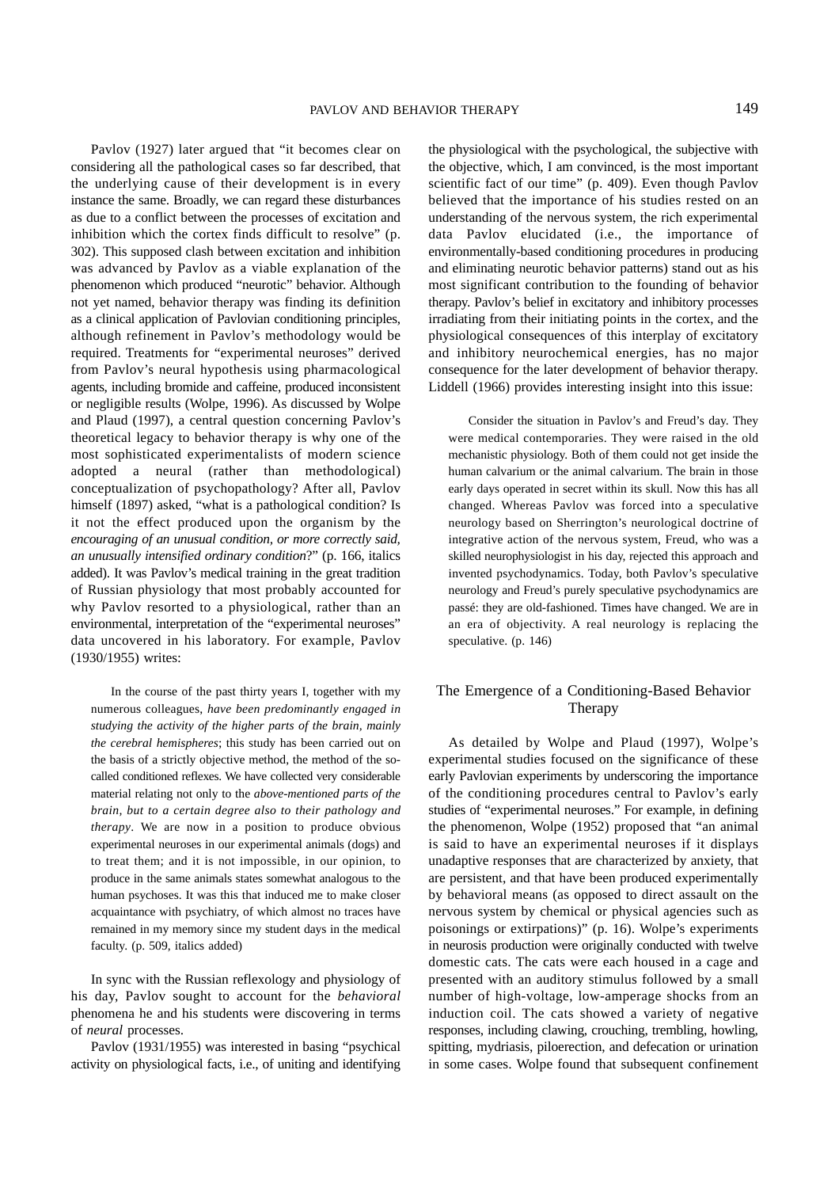Pavlov (1927) later argued that "it becomes clear on considering all the pathological cases so far described, that the underlying cause of their development is in every instance the same. Broadly, we can regard these disturbances as due to a conflict between the processes of excitation and inhibition which the cortex finds difficult to resolve" (p. 302). This supposed clash between excitation and inhibition was advanced by Pavlov as a viable explanation of the phenomenon which produced "neurotic" behavior. Although not yet named, behavior therapy was finding its definition as a clinical application of Pavlovian conditioning principles, although refinement in Pavlov's methodology would be required. Treatments for "experimental neuroses" derived from Pavlov's neural hypothesis using pharmacological agents, including bromide and caffeine, produced inconsistent or negligible results (Wolpe, 1996). As discussed by Wolpe and Plaud (1997), a central question concerning Pavlov's theoretical legacy to behavior therapy is why one of the most sophisticated experimentalists of modern science adopted a neural (rather than methodological) conceptualization of psychopathology? After all, Pavlov himself (1897) asked, "what is a pathological condition? Is it not the effect produced upon the organism by the *encouraging of an unusual condition, or more correctly said, an unusually intensified ordinary condition*?" (p. 166, italics added). It was Pavlov's medical training in the great tradition of Russian physiology that most probably accounted for why Pavlov resorted to a physiological, rather than an environmental, interpretation of the "experimental neuroses" data uncovered in his laboratory. For example, Pavlov (1930/1955) writes:

> In the course of the past thirty years I, together with my numerous colleagues, *have been predominantly engaged in studying the activity of the higher parts of the brain, mainly the cerebral hemispheres*; this study has been carried out on the basis of a strictly objective method, the method of the so-called conditioned reflexes. We have collected very considerable material relating not only to the *above-mentioned parts of the brain, but to a certain degree also to their pathology and therapy*. We are now in a position to produce obvious experimental neuroses in our experimental animals (dogs) and to treat them; and it is not impossible, in our opinion, to produce in the same animals states somewhat analogous to the human psychoses. It was this that induced me to make closer acquaintance with psychiatry, of which almost no traces have remained in my memory since my student days in the medical faculty. (p. 509, italics added)

In sync with the Russian reflexology and physiology of his day, Pavlov sought to account for the *behavioral* phenomena he and his students were discovering in terms of *neural* processes.

Pavlov (1931/1955) was interested in basing "psychical activity on physiological facts, i.e., of uniting and identifying the physiological with the psychological, the subjective with the objective, which, I am convinced, is the most important scientific fact of our time" (p. 409). Even though Pavlov believed that the importance of his studies rested on an understanding of the nervous system, the rich experimental data Pavlov elucidated (i.e., the importance of environmentally-based conditioning procedures in producing and eliminating neurotic behavior patterns) stand out as his most significant contribution to the founding of behavior therapy. Pavlov's belief in excitatory and inhibitory processes irradiating from their initiating points in the cortex, and the physiological consequences of this interplay of excitatory and inhibitory neurochemical energies, has no major consequence for the later development of behavior therapy. Liddell (1966) provides interesting insight into this issue:

> Consider the situation in Pavlov's and Freud's day. They were medical contemporaries. They were raised in the old mechanistic physiology. Both of them could not get inside the human calvarium or the animal calvarium. The brain in those early days operated in secret within its skull. Now this has all changed. Whereas Pavlov was forced into a speculative neurology based on Sherrington's neurological doctrine of integrative action of the nervous system, Freud, who was a skilled neurophysiologist in his day, rejected this approach and invented psychodynamics. Today, both Pavlov's speculative neurology and Freud's purely speculative psychodynamics are passé: they are old-fashioned. Times have changed. We are in an era of objectivity. A real neurology is replacing the speculative. (p. 146)

## The Emergence of a Conditioning-Based Behavior Therapy

As detailed by Wolpe and Plaud (1997), Wolpe's experimental studies focused on the significance of these early Pavlovian experiments by underscoring the importance of the conditioning procedures central to Pavlov's early studies of "experimental neuroses." For example, in defining the phenomenon, Wolpe (1952) proposed that "an animal is said to have an experimental neuroses if it displays unadaptive responses that are characterized by anxiety, that are persistent, and that have been produced experimentally by behavioral means (as opposed to direct assault on the nervous system by chemical or physical agencies such as poisonings or extirpations)" (p. 16). Wolpe's experiments in neurosis production were originally conducted with twelve domestic cats. The cats were each housed in a cage and presented with an auditory stimulus followed by a small number of high-voltage, low-amperage shocks from an induction coil. The cats showed a variety of negative responses, including clawing, crouching, trembling, howling, spitting, mydriasis, piloerection, and defecation or urination in some cases. Wolpe found that subsequent confinement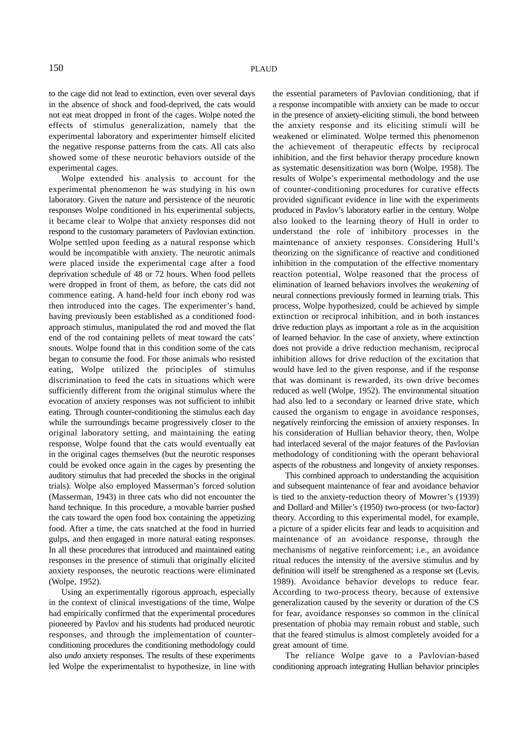to the cage did not lead to extinction, even over several days in the absence of shock and food-deprived, the cats would not eat meat dropped in front of the cages. Wolpe noted the effects of stimulus generalization, namely that the experimental laboratory and experimenter himself elicited the negative response patterns from the cats. All cats also showed some of these neurotic behaviors outside of the experimental cages.

Wolpe extended his analysis to account for the experimental phenomenon he was studying in his own laboratory. Given the nature and persistence of the neurotic responses Wolpe conditioned in his experimental subjects, it became clear to Wolpe that anxiety responses did not respond to the customary parameters of Pavlovian extinction. Wolpe settled upon feeding as a natural response which would be incompatible with anxiety. The neurotic animals were placed inside the experimental cage after a food deprivation schedule of 48 or 72 hours. When food pellets were dropped in front of them, as before, the cats did not commence eating. A hand-held four inch ebony rod was then introduced into the cages. The experimenter's hand, having previously been established as a conditioned food-approach stimulus, manipulated the rod and moved the flat end of the rod containing pellets of meat toward the cats' snouts. Wolpe found that in this condition some of the cats began to consume the food. For those animals who resisted eating, Wolpe utilized the principles of stimulus discrimination to feed the cats in situations which were sufficiently different from the original stimulus where the evocation of anxiety responses was not sufficient to inhibit eating. Through counter-conditioning the stimulus each day while the surroundings became progressively closer to the original laboratory setting, and maintaining the eating response, Wolpe found that the cats would eventually eat in the original cages themselves (but the neurotic responses could be evoked once again in the cages by presenting the auditory stimulus that had preceded the shocks in the original trials). Wolpe also employed Masserman's forced solution (Masserman, 1943) in three cats who did not encounter the hand technique. In this procedure, a movable barrier pushed the cats toward the open food box containing the appetizing food. After a time, the cats snatched at the food in hurried gulps, and then engaged in more natural eating responses. In all these procedures that introduced and maintained eating responses in the presence of stimuli that originally elicited anxiety responses, the neurotic reactions were eliminated (Wolpe, 1952).

Using an experimentally rigorous approach, especially in the context of clinical investigations of the time, Wolpe had empirically confirmed that the experimental procedures pioneered by Pavlov and his students had produced neurotic responses, and through the implementation of counter-conditioning procedures the conditioning methodology could also *undo* anxiety responses. The results of these experiments led Wolpe the experimentalist to hypothesize, in line with the essential parameters of Pavlovian conditioning, that if a response incompatible with anxiety can be made to occur in the presence of anxiety-eliciting stimuli, the bond between the anxiety response and its eliciting stimuli will be weakened or eliminated. Wolpe termed this phenomenon the achievement of therapeutic effects by reciprocal inhibition, and the first behavior therapy procedure known as systematic desensitization was born (Wolpe, 1958). The results of Wolpe's experimental methodology and the use of counter-conditioning procedures for curative effects provided significant evidence in line with the experiments produced in Pavlov's laboratory earlier in the century. Wolpe also looked to the learning theory of Hull in order to understand the role of inhibitory processes in the maintenance of anxiety responses. Considering Hull's theorizing on the significance of reactive and conditioned inhibition in the computation of the effective momentary reaction potential, Wolpe reasoned that the process of elimination of learned behaviors involves the *weakening* of neural connections previously formed in learning trials. This process, Wolpe hypothesized, could be achieved by simple extinction or reciprocal inhibition, and in both instances drive reduction plays as important a role as in the acquisition of learned behavior. In the case of anxiety, where extinction does not provide a drive reduction mechanism, reciprocal inhibition allows for drive reduction of the excitation that would have led to the given response, and if the response that was dominant is rewarded, its own drive becomes reduced as well (Wolpe, 1952). The environmental situation had also led to a secondary or learned drive state, which caused the organism to engage in avoidance responses, negatively reinforcing the emission of anxiety responses. In his consideration of Hullian behavior theory, then, Wolpe had interlaced several of the major features of the Pavlovian methodology of conditioning with the operant behavioral aspects of the robustness and longevity of anxiety responses.

This combined approach to understanding the acquisition and subsequent maintenance of fear and avoidance behavior is tied to the anxiety-reduction theory of Mowrer's (1939) and Dollard and Miller's (1950) two-process (or two-factor) theory. According to this experimental model, for example, a picture of a spider elicits fear and leads to acquisition and maintenance of an avoidance response, through the mechanisms of negative reinforcement; i.e., an avoidance ritual reduces the intensity of the aversive stimulus and by definition will itself be strengthened as a response set (Levis, 1989). Avoidance behavior develops to reduce fear. According to two-process theory, because of extensive generalization caused by the severity or duration of the CS for fear, avoidance responses so common in the clinical presentation of phobia may remain robust and stable, such that the feared stimulus is almost completely avoided for a great amount of time.

The reliance Wolpe gave to a Pavlovian-based conditioning approach integrating Hullian behavior principles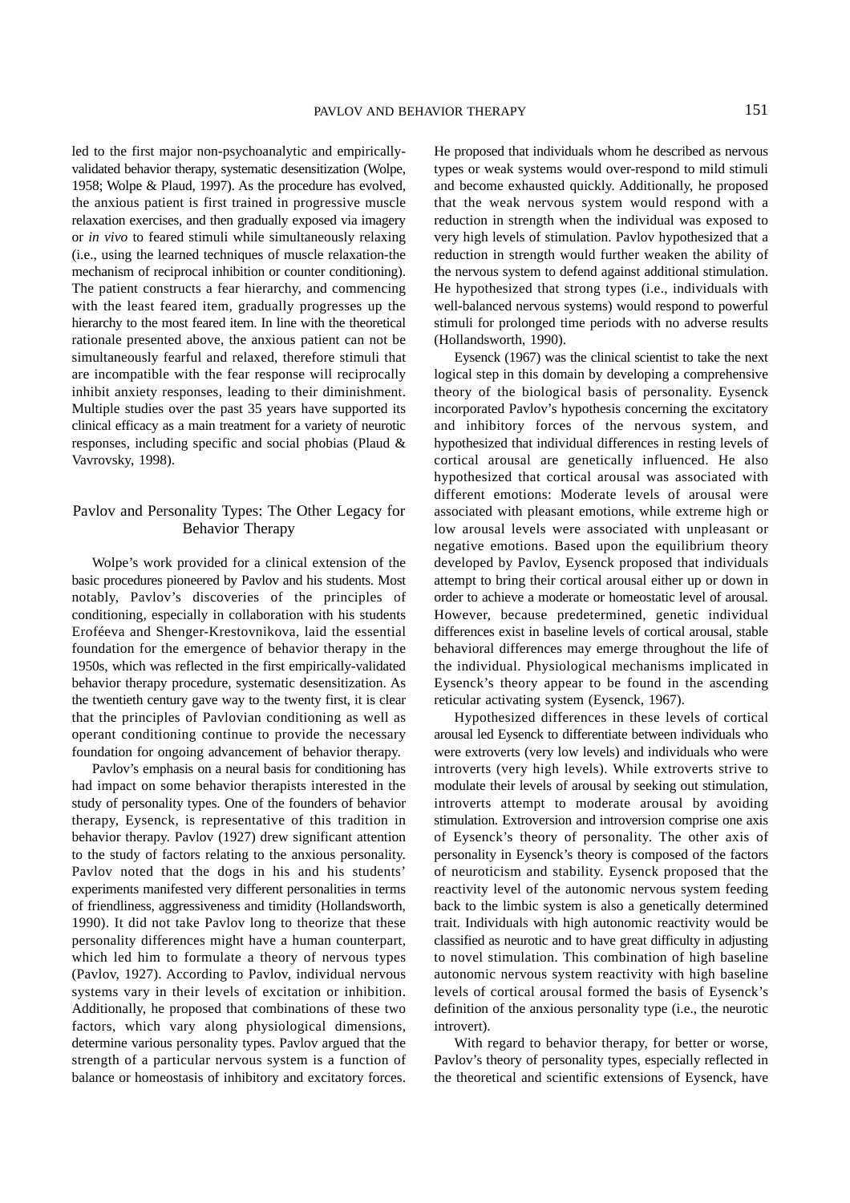led to the first major non-psychoanalytic and empirically-validated behavior therapy, systematic desensitization (Wolpe, 1958; Wolpe & Plaud, 1997). As the procedure has evolved, the anxious patient is first trained in progressive muscle relaxation exercises, and then gradually exposed via imagery or *in vivo* to feared stimuli while simultaneously relaxing (i.e., using the learned techniques of muscle relaxation-the mechanism of reciprocal inhibition or counter conditioning). The patient constructs a fear hierarchy, and commencing with the least feared item, gradually progresses up the hierarchy to the most feared item. In line with the theoretical rationale presented above, the anxious patient can not be simultaneously fearful and relaxed, therefore stimuli that are incompatible with the fear response will reciprocally inhibit anxiety responses, leading to their diminishment. Multiple studies over the past 35 years have supported its clinical efficacy as a main treatment for a variety of neurotic responses, including specific and social phobias (Plaud & Vavrovsky, 1998).

## Pavlov and Personality Types: The Other Legacy for Behavior Therapy

Wolpe's work provided for a clinical extension of the basic procedures pioneered by Pavlov and his students. Most notably, Pavlov's discoveries of the principles of conditioning, especially in collaboration with his students Eroféeva and Shenger-Krestovnikova, laid the essential foundation for the emergence of behavior therapy in the 1950s, which was reflected in the first empirically-validated behavior therapy procedure, systematic desensitization. As the twentieth century gave way to the twenty first, it is clear that the principles of Pavlovian conditioning as well as operant conditioning continue to provide the necessary foundation for ongoing advancement of behavior therapy.

Pavlov's emphasis on a neural basis for conditioning has had impact on some behavior therapists interested in the study of personality types. One of the founders of behavior therapy, Eysenck, is representative of this tradition in behavior therapy. Pavlov (1927) drew significant attention to the study of factors relating to the anxious personality. Pavlov noted that the dogs in his and his students' experiments manifested very different personalities in terms of friendliness, aggressiveness and timidity (Hollandsworth, 1990). It did not take Pavlov long to theorize that these personality differences might have a human counterpart, which led him to formulate a theory of nervous types (Pavlov, 1927). According to Pavlov, individual nervous systems vary in their levels of excitation or inhibition. Additionally, he proposed that combinations of these two factors, which vary along physiological dimensions, determine various personality types. Pavlov argued that the strength of a particular nervous system is a function of balance or homeostasis of inhibitory and excitatory forces. He proposed that individuals whom he described as nervous types or weak systems would over-respond to mild stimuli and become exhausted quickly. Additionally, he proposed that the weak nervous system would respond with a reduction in strength when the individual was exposed to very high levels of stimulation. Pavlov hypothesized that a reduction in strength would further weaken the ability of the nervous system to defend against additional stimulation. He hypothesized that strong types (i.e., individuals with well-balanced nervous systems) would respond to powerful stimuli for prolonged time periods with no adverse results (Hollandsworth, 1990).

Eysenck (1967) was the clinical scientist to take the next logical step in this domain by developing a comprehensive theory of the biological basis of personality. Eysenck incorporated Pavlov's hypothesis concerning the excitatory and inhibitory forces of the nervous system, and hypothesized that individual differences in resting levels of cortical arousal are genetically influenced. He also hypothesized that cortical arousal was associated with different emotions: Moderate levels of arousal were associated with pleasant emotions, while extreme high or low arousal levels were associated with unpleasant or negative emotions. Based upon the equilibrium theory developed by Pavlov, Eysenck proposed that individuals attempt to bring their cortical arousal either up or down in order to achieve a moderate or homeostatic level of arousal. However, because predetermined, genetic individual differences exist in baseline levels of cortical arousal, stable behavioral differences may emerge throughout the life of the individual. Physiological mechanisms implicated in Eysenck's theory appear to be found in the ascending reticular activating system (Eysenck, 1967).

Hypothesized differences in these levels of cortical arousal led Eysenck to differentiate between individuals who were extroverts (very low levels) and individuals who were introverts (very high levels). While extroverts strive to modulate their levels of arousal by seeking out stimulation, introverts attempt to moderate arousal by avoiding stimulation. Extroversion and introversion comprise one axis of Eysenck's theory of personality. The other axis of personality in Eysenck's theory is composed of the factors of neuroticism and stability. Eysenck proposed that the reactivity level of the autonomic nervous system feeding back to the limbic system is also a genetically determined trait. Individuals with high autonomic reactivity would be classified as neurotic and to have great difficulty in adjusting to novel stimulation. This combination of high baseline autonomic nervous system reactivity with high baseline levels of cortical arousal formed the basis of Eysenck's definition of the anxious personality type (i.e., the neurotic introvert).

With regard to behavior therapy, for better or worse, Pavlov's theory of personality types, especially reflected in the theoretical and scientific extensions of Eysenck, have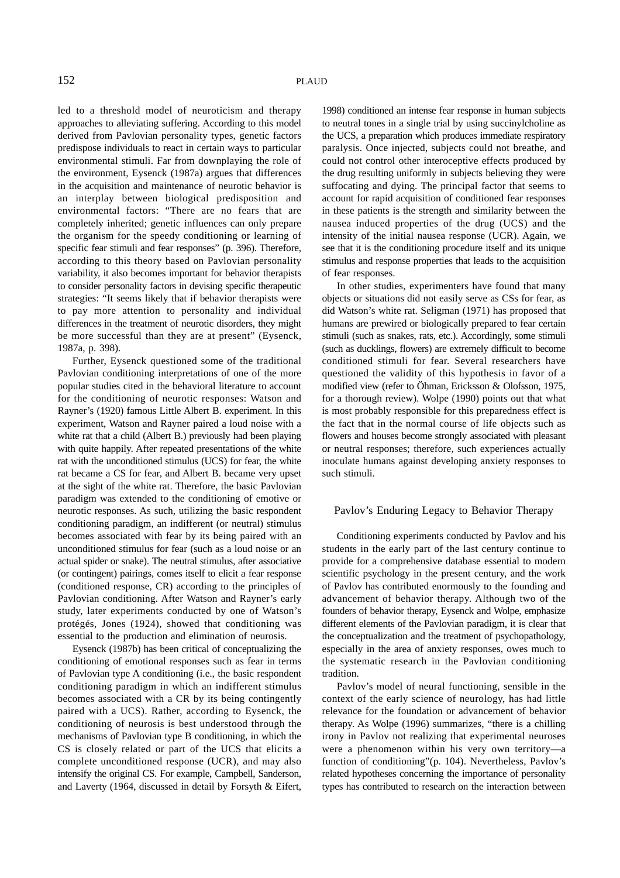led to a threshold model of neuroticism and therapy approaches to alleviating suffering. According to this model derived from Pavlovian personality types, genetic factors predispose individuals to react in certain ways to particular environmental stimuli. Far from downplaying the role of the environment, Eysenck (1987a) argues that differences in the acquisition and maintenance of neurotic behavior is an interplay between biological predisposition and environmental factors: "There are no fears that are completely inherited; genetic influences can only prepare the organism for the speedy conditioning or learning of specific fear stimuli and fear responses" (p. 396). Therefore, according to this theory based on Pavlovian personality variability, it also becomes important for behavior therapists to consider personality factors in devising specific therapeutic strategies: "It seems likely that if behavior therapists were to pay more attention to personality and individual differences in the treatment of neurotic disorders, they might be more successful than they are at present" (Eysenck, 1987a, p. 398).

Further, Eysenck questioned some of the traditional Pavlovian conditioning interpretations of one of the more popular studies cited in the behavioral literature to account for the conditioning of neurotic responses: Watson and Rayner's (1920) famous Little Albert B. experiment. In this experiment, Watson and Rayner paired a loud noise with a white rat that a child (Albert B.) previously had been playing with quite happily. After repeated presentations of the white rat with the unconditioned stimulus (UCS) for fear, the white rat became a CS for fear, and Albert B. became very upset at the sight of the white rat. Therefore, the basic Pavlovian paradigm was extended to the conditioning of emotive or neurotic responses. As such, utilizing the basic respondent conditioning paradigm, an indifferent (or neutral) stimulus becomes associated with fear by its being paired with an unconditioned stimulus for fear (such as a loud noise or an actual spider or snake). The neutral stimulus, after associative (or contingent) pairings, comes itself to elicit a fear response (conditioned response, CR) according to the principles of Pavlovian conditioning. After Watson and Rayner's early study, later experiments conducted by one of Watson's protégés, Jones (1924), showed that conditioning was essential to the production and elimination of neurosis.

Eysenck (1987b) has been critical of conceptualizing the conditioning of emotional responses such as fear in terms of Pavlovian type A conditioning (i.e., the basic respondent conditioning paradigm in which an indifferent stimulus becomes associated with a CR by its being contingently paired with a UCS). Rather, according to Eysenck, the conditioning of neurosis is best understood through the mechanisms of Pavlovian type B conditioning, in which the CS is closely related or part of the UCS that elicits a complete unconditioned response (UCR), and may also intensify the original CS. For example, Campbell, Sanderson, and Laverty (1964, discussed in detail by Forsyth & Eifert, 1998) conditioned an intense fear response in human subjects to neutral tones in a single trial by using succinylcholine as the UCS, a preparation which produces immediate respiratory paralysis. Once injected, subjects could not breathe, and could not control other interoceptive effects produced by the drug resulting uniformly in subjects believing they were suffocating and dying. The principal factor that seems to account for rapid acquisition of conditioned fear responses in these patients is the strength and similarity between the nausea induced properties of the drug (UCS) and the intensity of the initial nausea response (UCR). Again, we see that it is the conditioning procedure itself and its unique stimulus and response properties that leads to the acquisition of fear responses.

In other studies, experimenters have found that many objects or situations did not easily serve as CSs for fear, as did Watson's white rat. Seligman (1971) has proposed that humans are prewired or biologically prepared to fear certain stimuli (such as snakes, rats, etc.). Accordingly, some stimuli (such as ducklings, flowers) are extremely difficult to become conditioned stimuli for fear. Several researchers have questioned the validity of this hypothesis in favor of a modified view (refer to Öhman, Ericksson & Olofsson, 1975, for a thorough review). Wolpe (1990) points out that what is most probably responsible for this preparedness effect is the fact that in the normal course of life objects such as flowers and houses become strongly associated with pleasant or neutral responses; therefore, such experiences actually inoculate humans against developing anxiety responses to such stimuli.

## Pavlov's Enduring Legacy to Behavior Therapy

Conditioning experiments conducted by Pavlov and his students in the early part of the last century continue to provide for a comprehensive database essential to modern scientific psychology in the present century, and the work of Pavlov has contributed enormously to the founding and advancement of behavior therapy. Although two of the founders of behavior therapy, Eysenck and Wolpe, emphasize different elements of the Pavlovian paradigm, it is clear that the conceptualization and the treatment of psychopathology, especially in the area of anxiety responses, owes much to the systematic research in the Pavlovian conditioning tradition.

Pavlov's model of neural functioning, sensible in the context of the early science of neurology, has had little relevance for the foundation or advancement of behavior therapy. As Wolpe (1996) summarizes, "there is a chilling irony in Pavlov not realizing that experimental neuroses were a phenomenon within his very own territory—a function of conditioning"(p. 104). Nevertheless, Pavlov's related hypotheses concerning the importance of personality types has contributed to research on the interaction between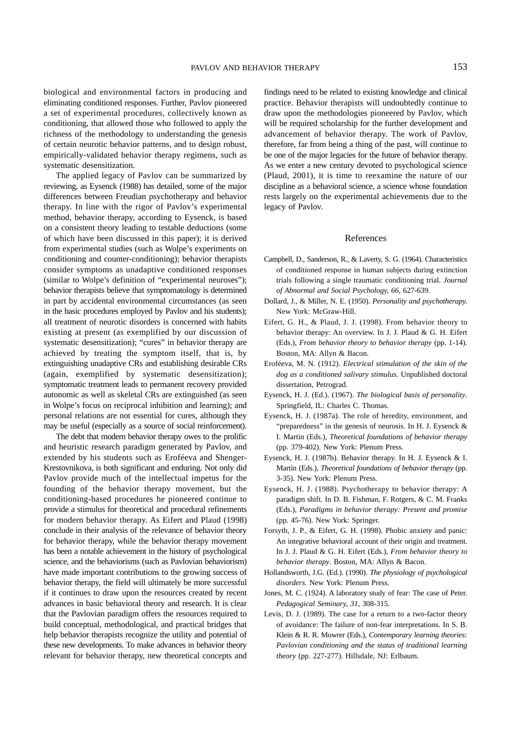biological and environmental factors in producing and eliminating conditioned responses. Further, Pavlov pioneered a set of experimental procedures, collectively known as conditioning, that allowed those who followed to apply the richness of the methodology to understanding the genesis of certain neurotic behavior patterns, and to design robust, empirically-validated behavior therapy regimens, such as systematic desensitization.

The applied legacy of Pavlov can be summarized by reviewing, as Eysenck (1988) has detailed, some of the major differences between Freudian psychotherapy and behavior therapy. In line with the rigor of Pavlov's experimental method, behavior therapy, according to Eysenck, is based on a consistent theory leading to testable deductions (some of which have been discussed in this paper); it is derived from experimental studies (such as Wolpe's experiments on conditioning and counter-conditioning); behavior therapists consider symptoms as unadaptive conditioned responses (similar to Wolpe's definition of "experimental neuroses"); behavior therapists believe that symptomatology is determined in part by accidental environmental circumstances (as seen in the basic procedures employed by Pavlov and his students); all treatment of neurotic disorders is concerned with habits existing at present (as exemplified by our discussion of systematic desensitization); "cures" in behavior therapy are achieved by treating the symptom itself, that is, by extinguishing unadaptive CRs and establishing desirable CRs (again, exemplified by systematic desensitization); symptomatic treatment leads to permanent recovery provided autonomic as well as skeletal CRs are extinguished (as seen in Wolpe's focus on reciprocal inhibition and learning); and personal relations are not essential for cures, although they may be useful (especially as a source of social reinforcement).

The debt that modern behavior therapy owes to the prolific and heuristic research paradigm generated by Pavlov, and extended by his students such as Eroféeva and Shenger-Krestovnikova, is both significant and enduring. Not only did Pavlov provide much of the intellectual impetus for the founding of the behavior therapy movement, but the conditioning-based procedures he pioneered continue to provide a stimulus for theoretical and procedural refinements for modern behavior therapy. As Eifert and Plaud (1998) conclude in their analysis of the relevance of behavior theory for behavior therapy, while the behavior therapy movement has been a notable achievement in the history of psychological science, and the behaviorisms (such as Pavlovian behaviorism) have made important contributions to the growing success of behavior therapy, the field will ultimately be more successful if it continues to draw upon the resources created by recent advances in basic behavioral theory and research. It is clear that the Pavlovian paradigm offers the resources required to build conceptual, methodological, and practical bridges that help behavior therapists recognize the utility and potential of these new developments. To make advances in behavior theory relevant for behavior therapy, new theoretical concepts and findings need to be related to existing knowledge and clinical practice. Behavior therapists will undoubtedly continue to draw upon the methodologies pioneered by Pavlov, which will be required scholarship for the further development and advancement of behavior therapy. The work of Pavlov, therefore, far from being a thing of the past, will continue to be one of the major legacies for the future of behavior therapy. As we enter a new century devoted to psychological science (Plaud, 2001), it is time to reexamine the nature of our discipline as a behavioral science, a science whose foundation rests largely on the experimental achievements due to the legacy of Pavlov.

## References

Campbell, D., Sanderson, R., & Laverty, S. G. (1964). Characteristics of conditioned response in human subjects during extinction trials following a single traumatic conditioning trial. *Journal of Abnormal and Social Psychology, 66,* 627-639.

Dollard, J., & Miller, N. E. (1950). *Personality and psychotherapy.* New York: McGraw-Hill.

Eifert, G. H., & Plaud, J. J. (1998). From behavior theory to behavior therapy: An overview. In J. J. Plaud & G. H. Eifert (Eds.), *From behavior theory to behavior therapy* (pp. 1-14). Boston, MA: Allyn & Bacon.

Eroféeva, M. N. (1912). *Electrical stimulation of the skin of the dog as a conditioned salivary stimulus*. Unpublished doctoral dissertation, Petrograd.

Eysenck, H. J. (Ed.). (1967). *The biological basis of personality*. Springfield, IL: Charles C. Thomas.

Eysenck, H. J. (1987a). The role of heredity, environment, and "preparedness" in the genesis of neurosis. In H. J. Eysenck & I. Martin (Eds.), *Theoretical foundations of behavior therapy* (pp. 379-402). New York: Plenum Press.

Eysenck, H. J. (1987b). Behavior therapy. In H. J. Eysenck & I. Martin (Eds.), *Theoretical foundations of behavior therapy* (pp. 3-35). New York: Plenum Press.

Eysenck, H. J. (1988). Psychotherapy to behavior therapy: A paradigm shift. In D. B. Fishman, F. Rotgers, & C. M. Franks (Eds.), *Paradigms in behavior therapy: Present and promise* (pp. 45-76). New York: Springer.

Forsyth, J. P., & Eifert, G. H. (1998). Phobic anxiety and panic: An integrative behavioral account of their origin and treatment. In J. J. Plaud & G. H. Eifert (Eds.), *From behavior theory to behavior therapy*. Boston, MA: Allyn & Bacon.

Hollandsworth, J.G. (Ed.). (1990). *The physiology of psychological disorders.* New York: Plenum Press.

Jones, M. C. (1924). A laboratory study of fear: The case of Peter. *Pedagogical Seminary, 31,* 308-315.

Levis, D. J. (1989). The case for a return to a two-factor theory of avoidance: The failure of non-fear interpretations. In S. B. Klein & R. R. Mowrer (Eds.), *Contemporary learning theories: Pavlovian conditioning and the status of traditional learning theory* (pp. 227-277). Hillsdale, NJ: Erlbaum.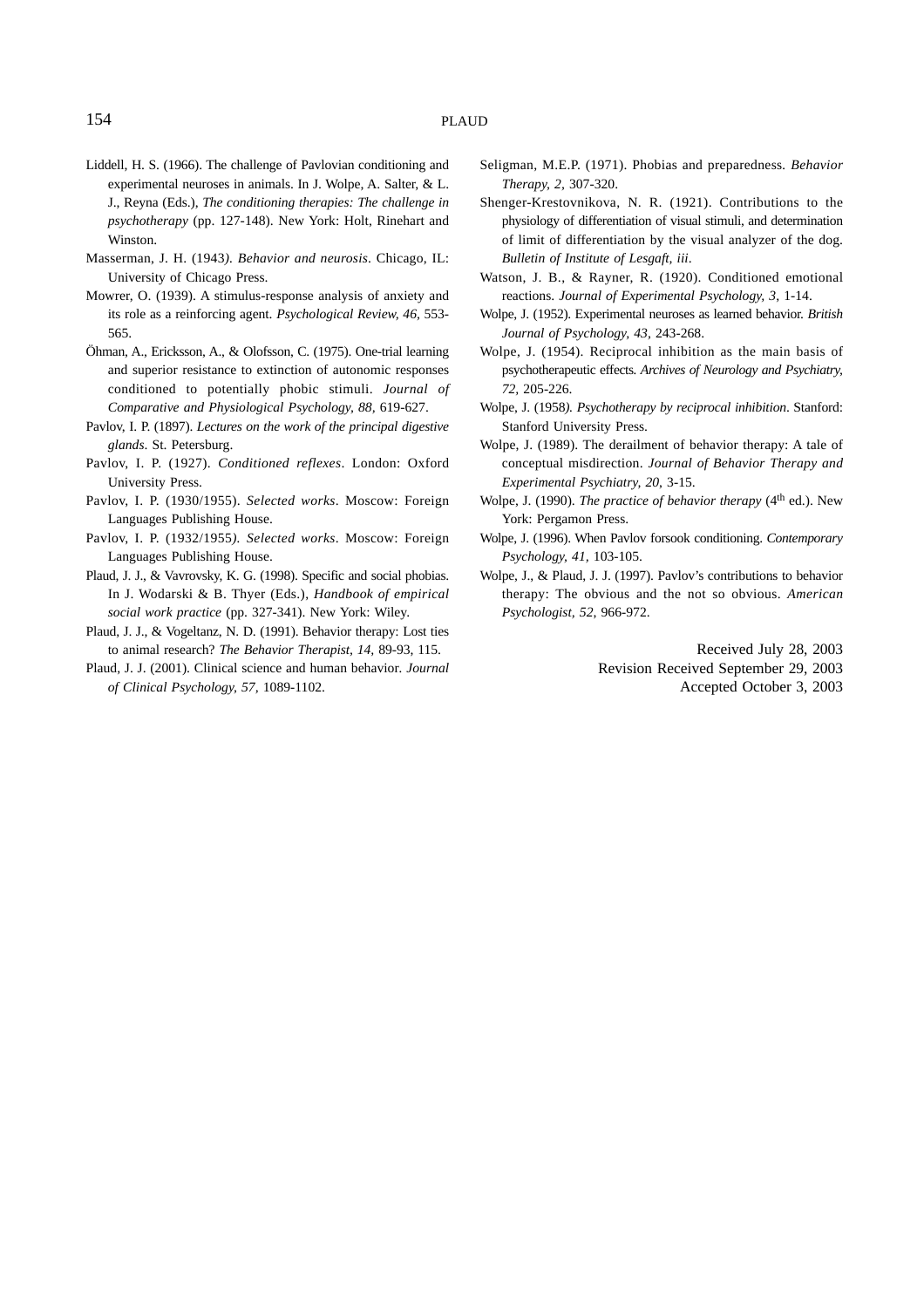Liddell, H. S. (1966). The challenge of Pavlovian conditioning and experimental neuroses in animals. In J. Wolpe, A. Salter, & L. J., Reyna (Eds.), *The conditioning therapies: The challenge in psychotherapy* (pp. 127-148). New York: Holt, Rinehart and Winston.

Masserman, J. H. (1943*). Behavior and neurosis*. Chicago, IL: University of Chicago Press.

Mowrer, O. (1939). A stimulus-response analysis of anxiety and its role as a reinforcing agent. *Psychological Review, 46,* 553-565.

Öhman, A., Ericksson, A., & Olofsson, C. (1975). One-trial learning and superior resistance to extinction of autonomic responses conditioned to potentially phobic stimuli. *Journal of Comparative and Physiological Psychology, 88,* 619-627.

Pavlov, I. P. (1897). *Lectures on the work of the principal digestive glands*. St. Petersburg.

Pavlov, I. P. (1927). *Conditioned reflexes*. London: Oxford University Press.

Pavlov, I. P. (1930/1955). *Selected works*. Moscow: Foreign Languages Publishing House.

Pavlov, I. P. (1932/1955*). Selected works*. Moscow: Foreign Languages Publishing House.

Plaud, J. J., & Vavrovsky, K. G. (1998). Specific and social phobias. In J. Wodarski & B. Thyer (Eds.), *Handbook of empirical social work practice* (pp. 327-341). New York: Wiley.

Plaud, J. J., & Vogeltanz, N. D. (1991). Behavior therapy: Lost ties to animal research? *The Behavior Therapist, 14,* 89-93, 115.

Plaud, J. J. (2001). Clinical science and human behavior. *Journal of Clinical Psychology, 57,* 1089-1102.

Seligman, M.E.P. (1971). Phobias and preparedness. *Behavior Therapy, 2,* 307-320.

Shenger-Krestovnikova, N. R. (1921). Contributions to the physiology of differentiation of visual stimuli, and determination of limit of differentiation by the visual analyzer of the dog. *Bulletin of Institute of Lesgaft, iii*.

Watson, J. B., & Rayner, R. (1920). Conditioned emotional reactions. *Journal of Experimental Psychology, 3,* 1-14.

Wolpe, J. (1952). Experimental neuroses as learned behavior. *British Journal of Psychology, 43,* 243-268.

Wolpe, J. (1954). Reciprocal inhibition as the main basis of psychotherapeutic effects*. Archives of Neurology and Psychiatry, 72,* 205-226.

Wolpe, J. (1958*). Psychotherapy by reciprocal inhibition*. Stanford: Stanford University Press.

Wolpe, J. (1989). The derailment of behavior therapy: A tale of conceptual misdirection. *Journal of Behavior Therapy and Experimental Psychiatry, 20,* 3-15.

Wolpe, J. (1990). *The practice of behavior therapy* (4th ed.). New York: Pergamon Press.

Wolpe, J. (1996). When Pavlov forsook conditioning. *Contemporary Psychology, 41,* 103-105.

Wolpe, J., & Plaud, J. J. (1997). Pavlov's contributions to behavior therapy: The obvious and the not so obvious. *American Psychologist, 52,* 966-972.

Received July 28, 2003
Revision Received September 29, 2003
Accepted October 3, 2003